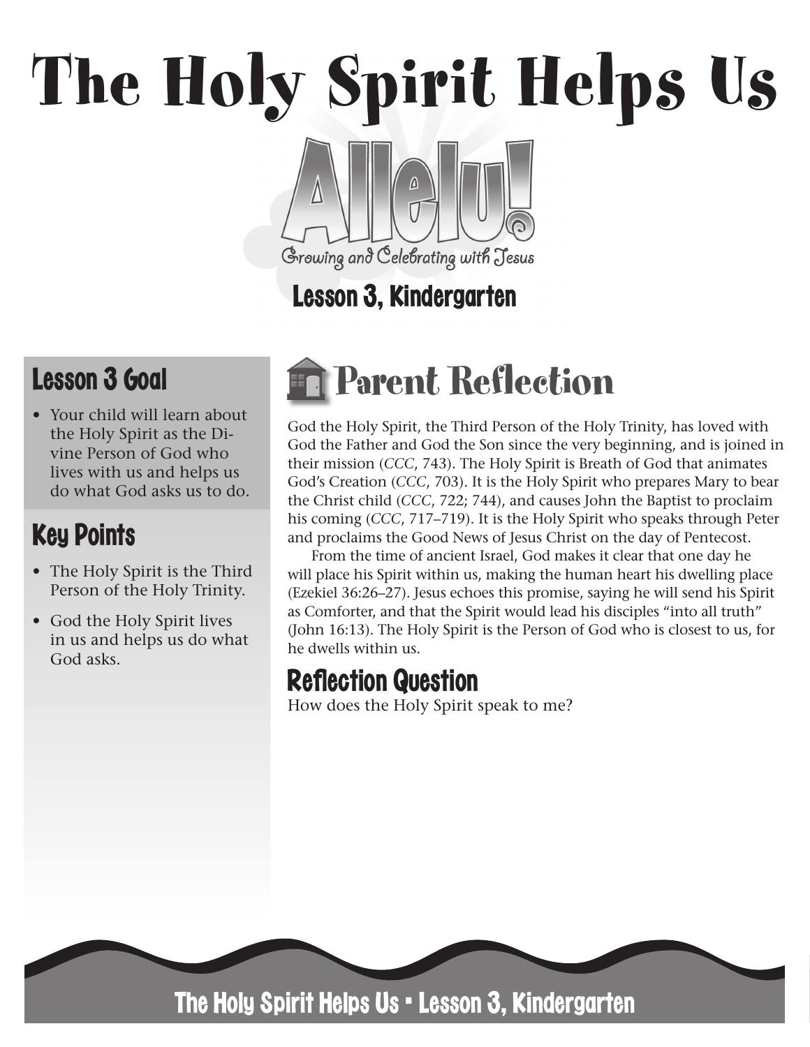# The Holy Spirit Helps Us

Allelu!

Growing and Celebrating with Jesus

## Lesson 3, Kindergarten

### Lesson 3 Goal

- Your child will learn about the Holy Spirit as the Divine Person of God who lives with us and helps us do what God asks us to do.

### Key Points

- The Holy Spirit is the Third Person of the Holy Trinity.
- God the Holy Spirit lives in us and helps us do what God asks.

## Parent Reflection

God the Holy Spirit, the Third Person of the Holy Trinity, has loved with God the Father and God the Son since the very beginning, and is joined in their mission (*CCC*, 743). The Holy Spirit is Breath of God that animates God's Creation (*CCC*, 703). It is the Holy Spirit who prepares Mary to bear the Christ child (*CCC*, 722; 744), and causes John the Baptist to proclaim his coming (*CCC*, 717–719). It is the Holy Spirit who speaks through Peter and proclaims the Good News of Jesus Christ on the day of Pentecost.

From the time of ancient Israel, God makes it clear that one day he will place his Spirit within us, making the human heart his dwelling place (Ezekiel 36:26–27). Jesus echoes this promise, saying he will send his Spirit as Comforter, and that the Spirit would lead his disciples "into all truth" (John 16:13). The Holy Spirit is the Person of God who is closest to us, for he dwells within us.

### Reflection Question

How does the Holy Spirit speak to me?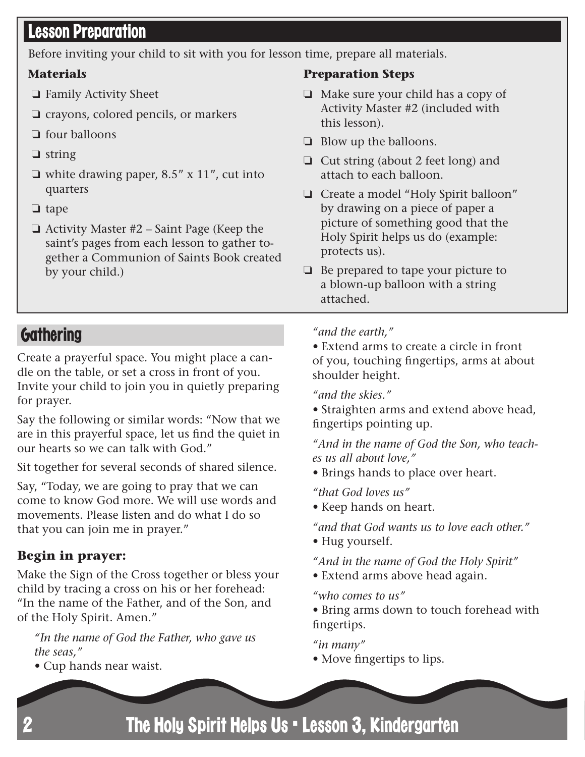## Lesson Preparation

Before inviting your child to sit with you for lesson time, prepare all materials.

### Materials

- ❑ Family Activity Sheet
- ❑ crayons, colored pencils, or markers
- ❑ four balloons
- ❑ string
- ❑ white drawing paper, 8.5" x 11", cut into quarters
- ❑ tape
- ❑ Activity Master #2 – Saint Page (Keep the saint's pages from each lesson to gather together a Communion of Saints Book created by your child.)

### Preparation Steps

- ❑ Make sure your child has a copy of Activity Master #2 (included with this lesson).
- ❑ Blow up the balloons.
- ❑ Cut string (about 2 feet long) and attach to each balloon.
- ❑ Create a model "Holy Spirit balloon" by drawing on a piece of paper a picture of something good that the Holy Spirit helps us do (example: protects us).
- ❑ Be prepared to tape your picture to a blown-up balloon with a string attached.

## Gathering

Create a prayerful space. You might place a candle on the table, or set a cross in front of you. Invite your child to join you in quietly preparing for prayer.

Say the following or similar words: "Now that we are in this prayerful space, let us find the quiet in our hearts so we can talk with God."

Sit together for several seconds of shared silence.

Say, "Today, we are going to pray that we can come to know God more. We will use words and movements. Please listen and do what I do so that you can join me in prayer."

### Begin in prayer:

Make the Sign of the Cross together or bless your child by tracing a cross on his or her forehead: "In the name of the Father, and of the Son, and of the Holy Spirit. Amen."

*"In the name of God the Father, who gave us the seas,"*
- Cup hands near waist.

*"and the earth,"*
- Extend arms to create a circle in front of you, touching fingertips, arms at about shoulder height.

*"and the skies."*
- Straighten arms and extend above head, fingertips pointing up.

*"And in the name of God the Son, who teaches us all about love,"*
- Brings hands to place over heart.

*"that God loves us"*
- Keep hands on heart.

*"and that God wants us to love each other."*
- Hug yourself.

*"And in the name of God the Holy Spirit"*
- Extend arms above head again.

*"who comes to us"*
- Bring arms down to touch forehead with fingertips.

*"in many"*
- Move fingertips to lips.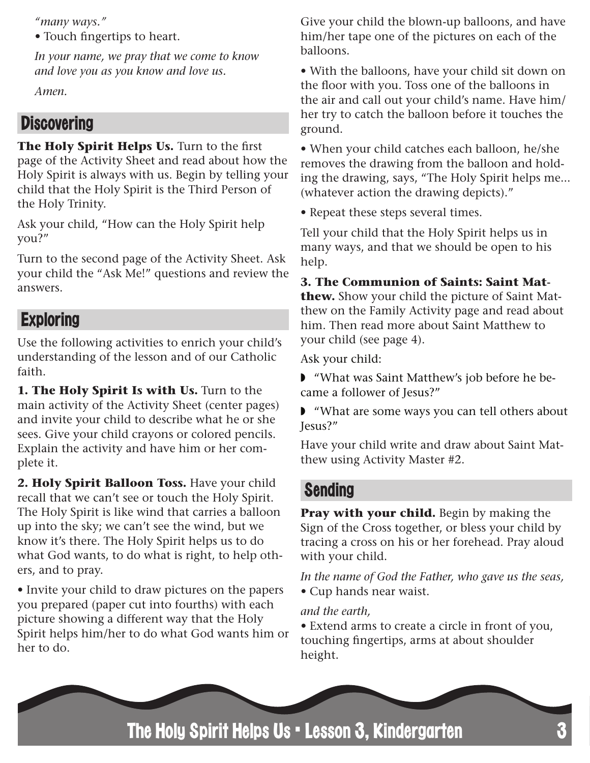*"many ways."*

• Touch fingertips to heart.

*In your name, we pray that we come to know and love you as you know and love us.*

*Amen.*

## Discovering

**The Holy Spirit Helps Us.** Turn to the first page of the Activity Sheet and read about how the Holy Spirit is always with us. Begin by telling your child that the Holy Spirit is the Third Person of the Holy Trinity.

Ask your child, "How can the Holy Spirit help you?"

Turn to the second page of the Activity Sheet. Ask your child the "Ask Me!" questions and review the answers.

## Exploring

Use the following activities to enrich your child's understanding of the lesson and of our Catholic faith.

**1. The Holy Spirit Is with Us.** Turn to the main activity of the Activity Sheet (center pages) and invite your child to describe what he or she sees. Give your child crayons or colored pencils. Explain the activity and have him or her complete it.

**2. Holy Spirit Balloon Toss.** Have your child recall that we can't see or touch the Holy Spirit. The Holy Spirit is like wind that carries a balloon up into the sky; we can't see the wind, but we know it's there. The Holy Spirit helps us to do what God wants, to do what is right, to help others, and to pray.

• Invite your child to draw pictures on the papers you prepared (paper cut into fourths) with each picture showing a different way that the Holy Spirit helps him/her to do what God wants him or her to do.

Give your child the blown-up balloons, and have him/her tape one of the pictures on each of the balloons.

• With the balloons, have your child sit down on the floor with you. Toss one of the balloons in the air and call out your child's name. Have him/her try to catch the balloon before it touches the ground.

• When your child catches each balloon, he/she removes the drawing from the balloon and holding the drawing, says, "The Holy Spirit helps me... (whatever action the drawing depicts)."

• Repeat these steps several times.

Tell your child that the Holy Spirit helps us in many ways, and that we should be open to his help.

**3. The Communion of Saints: Saint Matthew.** Show your child the picture of Saint Matthew on the Family Activity page and read about him. Then read more about Saint Matthew to your child (see page 4).

Ask your child:

- "What was Saint Matthew's job before he became a follower of Jesus?"
- "What are some ways you can tell others about Jesus?"

Have your child write and draw about Saint Matthew using Activity Master #2.

## Sending

**Pray with your child.** Begin by making the Sign of the Cross together, or bless your child by tracing a cross on his or her forehead. Pray aloud with your child.

*In the name of God the Father, who gave us the seas,*

• Cup hands near waist.

*and the earth,*

• Extend arms to create a circle in front of you, touching fingertips, arms at about shoulder height.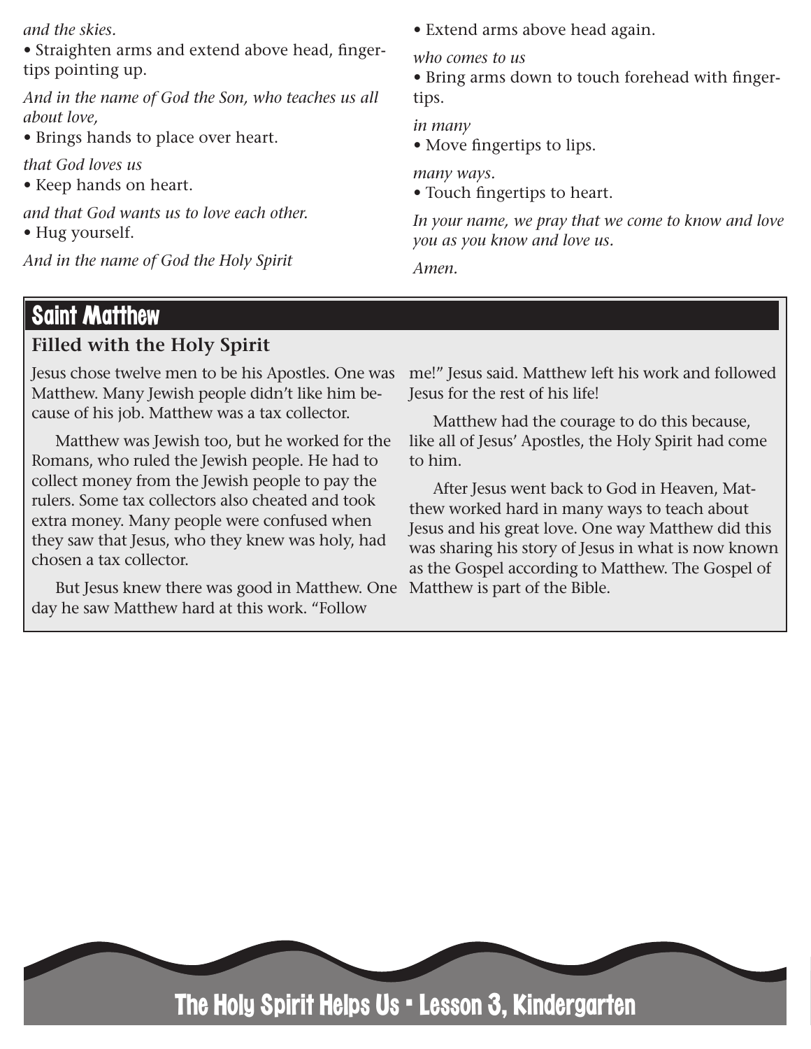*and the skies.*

• Straighten arms and extend above head, fingertips pointing up.

*And in the name of God the Son, who teaches us all about love,*

• Brings hands to place over heart.

*that God loves us*

• Keep hands on heart.

*and that God wants us to love each other.*

• Hug yourself.

*And in the name of God the Holy Spirit*

• Extend arms above head again.

*who comes to us*

• Bring arms down to touch forehead with fingertips.

*in many*

• Move fingertips to lips.

*many ways.*

• Touch fingertips to heart.

*In your name, we pray that we come to know and love you as you know and love us.*

*Amen.*

## Saint Matthew

### Filled with the Holy Spirit

Jesus chose twelve men to be his Apostles. One was Matthew. Many Jewish people didn't like him because of his job. Matthew was a tax collector.

Matthew was Jewish too, but he worked for the Romans, who ruled the Jewish people. He had to collect money from the Jewish people to pay the rulers. Some tax collectors also cheated and took extra money. Many people were confused when they saw that Jesus, who they knew was holy, had chosen a tax collector.

But Jesus knew there was good in Matthew. One day he saw Matthew hard at this work. "Follow me!" Jesus said. Matthew left his work and followed Jesus for the rest of his life!

Matthew had the courage to do this because, like all of Jesus' Apostles, the Holy Spirit had come to him.

After Jesus went back to God in Heaven, Matthew worked hard in many ways to teach about Jesus and his great love. One way Matthew did this was sharing his story of Jesus in what is now known as the Gospel according to Matthew. The Gospel of Matthew is part of the Bible.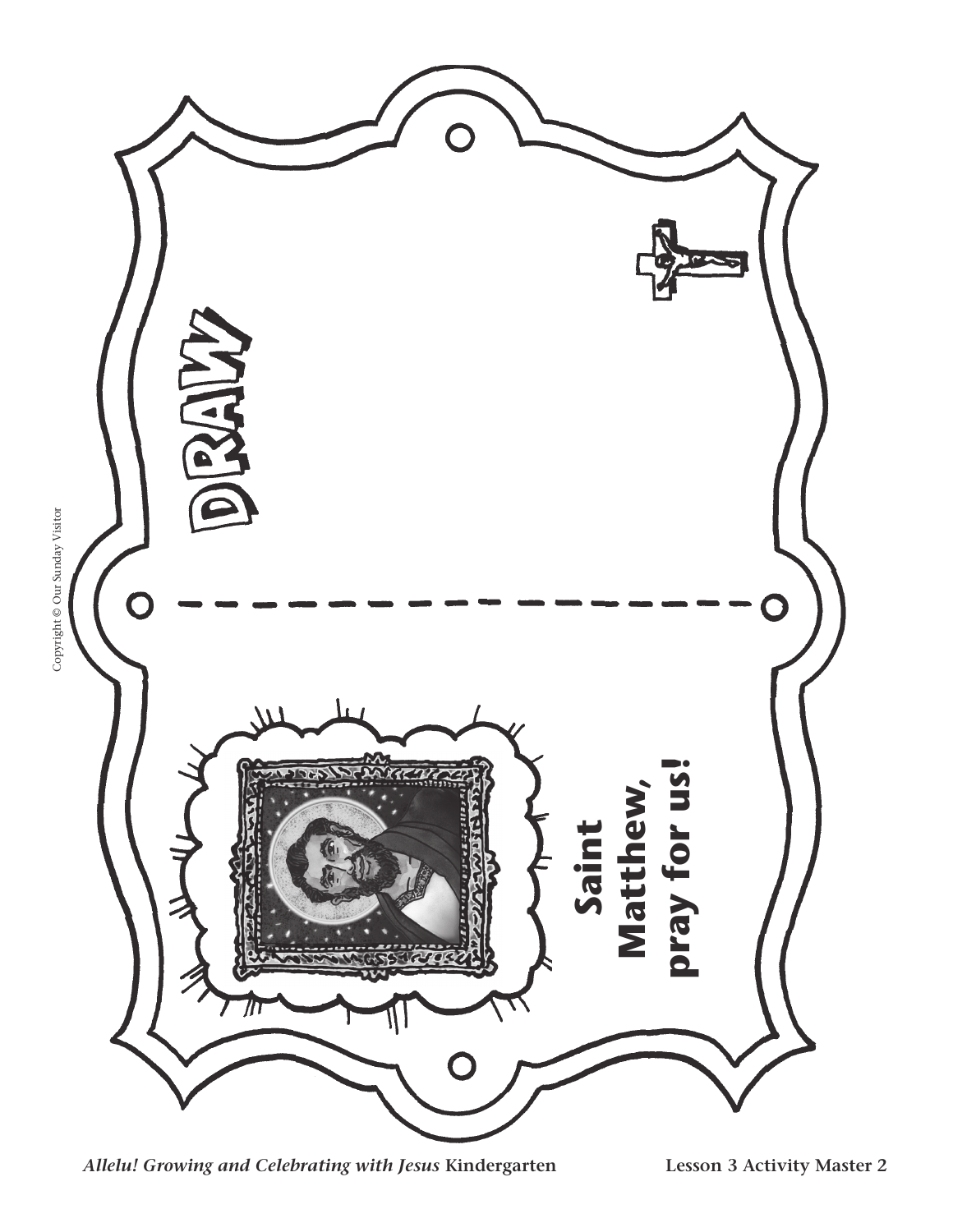DRAW

Saint Matthew, pray for us!

Copyright © Our Sunday Visitor

*Allelu! Growing and Celebrating with Jesus* **Kindergarten** **Lesson 3 Activity Master 2**